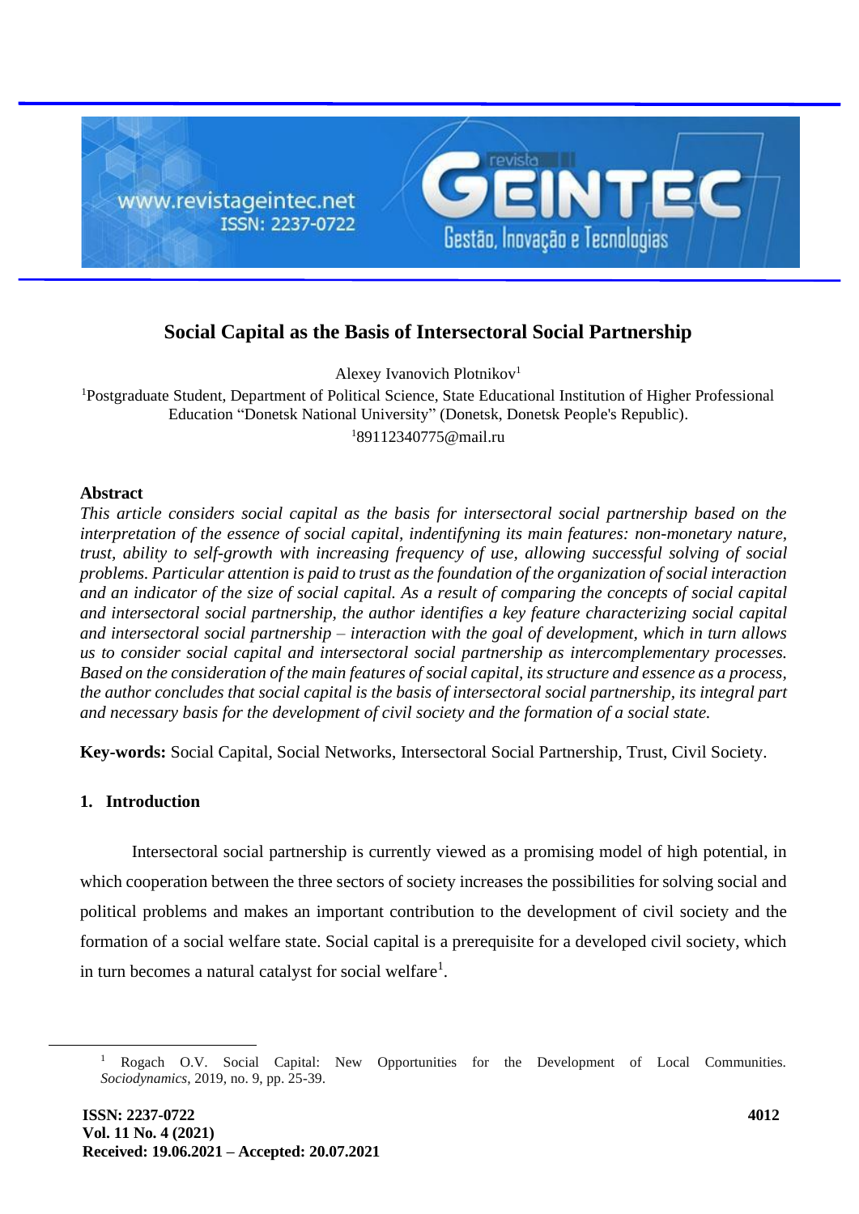# Social Capital as the Basis of Intersectoral Social Partnership

Alexey Ivanovich Plotnikov[1]

[1]Postgraduate Student, Department of Political Science, State Educational Institution of Higher Professional Education "Donetsk National University" (Donetsk, Donetsk People's Republic).

[1]89112340775@mail.ru

**Abstract**

*This article considers social capital as the basis for intersectoral social partnership based on the interpretation of the essence of social capital, indentifyning its main features: non-monetary nature, trust, ability to self-growth with increasing frequency of use, allowing successful solving of social problems. Particular attention is paid to trust as the foundation of the organization of social interaction and an indicator of the size of social capital. As a result of comparing the concepts of social capital and intersectoral social partnership, the author identifies a key feature characterizing social capital and intersectoral social partnership – interaction with the goal of development, which in turn allows us to consider social capital and intersectoral social partnership as intercomplementary processes. Based on the consideration of the main features of social capital, its structure and essence as a process, the author concludes that social capital is the basis of intersectoral social partnership, its integral part and necessary basis for the development of civil society and the formation of a social state.*

**Key-words:** Social Capital, Social Networks, Intersectoral Social Partnership, Trust, Civil Society.

## 1. Introduction

Intersectoral social partnership is currently viewed as a promising model of high potential, in which cooperation between the three sectors of society increases the possibilities for solving social and political problems and makes an important contribution to the development of civil society and the formation of a social welfare state. Social capital is a prerequisite for a developed civil society, which in turn becomes a natural catalyst for social welfare[1].

[1] Rogach O.V. Social Capital: New Opportunities for the Development of Local Communities. *Sociodynamics*, 2019, no. 9, pp. 25-39.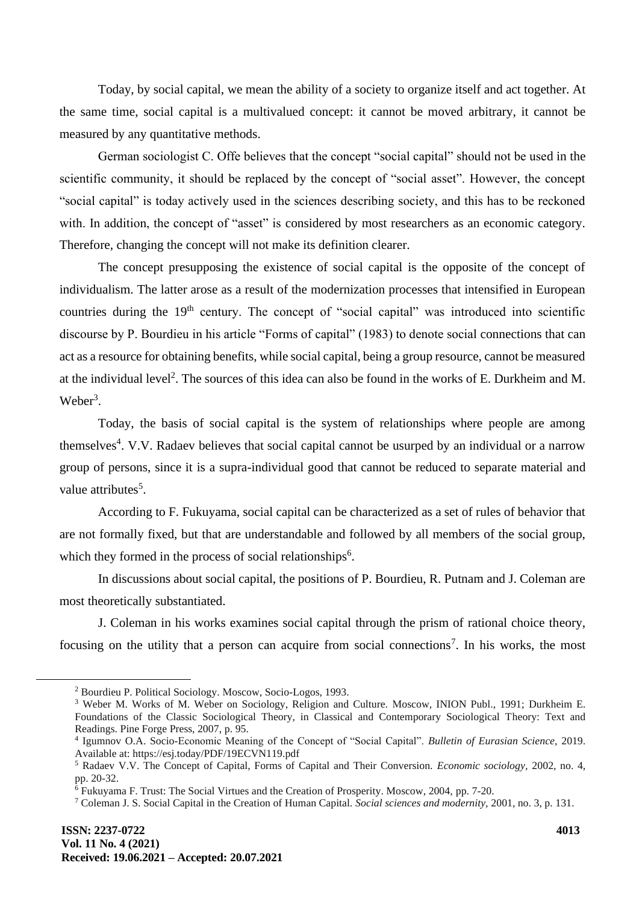Today, by social capital, we mean the ability of a society to organize itself and act together. At the same time, social capital is a multivalued concept: it cannot be moved arbitrary, it cannot be measured by any quantitative methods.

German sociologist C. Offe believes that the concept "social capital" should not be used in the scientific community, it should be replaced by the concept of "social asset". However, the concept "social capital" is today actively used in the sciences describing society, and this has to be reckoned with. In addition, the concept of "asset" is considered by most researchers as an economic category. Therefore, changing the concept will not make its definition clearer.

The concept presupposing the existence of social capital is the opposite of the concept of individualism. The latter arose as a result of the modernization processes that intensified in European countries during the 19th century. The concept of "social capital" was introduced into scientific discourse by P. Bourdieu in his article "Forms of capital" (1983) to denote social connections that can act as a resource for obtaining benefits, while social capital, being a group resource, cannot be measured at the individual level[2]. The sources of this idea can also be found in the works of E. Durkheim and M. Weber[3].

Today, the basis of social capital is the system of relationships where people are among themselves[4]. V.V. Radaev believes that social capital cannot be usurped by an individual or a narrow group of persons, since it is a supra-individual good that cannot be reduced to separate material and value attributes[5].

According to F. Fukuyama, social capital can be characterized as a set of rules of behavior that are not formally fixed, but that are understandable and followed by all members of the social group, which they formed in the process of social relationships[6].

In discussions about social capital, the positions of P. Bourdieu, R. Putnam and J. Coleman are most theoretically substantiated.

J. Coleman in his works examines social capital through the prism of rational choice theory, focusing on the utility that a person can acquire from social connections[7]. In his works, the most

---

[2] Bourdieu P. Political Sociology. Moscow, Socio-Logos, 1993.

[3] Weber M. Works of M. Weber on Sociology, Religion and Culture. Moscow, INION Publ., 1991; Durkheim E. Foundations of the Classic Sociological Theory, in Classical and Contemporary Sociological Theory: Text and Readings. Pine Forge Press, 2007, p. 95.

[4] Igumnov O.A. Socio-Economic Meaning of the Concept of "Social Capital". *Bulletin of Eurasian Science*, 2019. Available at: https://esj.today/PDF/19ECVN119.pdf

[5] Radaev V.V. The Concept of Capital, Forms of Capital and Their Conversion. *Economic sociology*, 2002, no. 4, pp. 20-32.

[6] Fukuyama F. Trust: The Social Virtues and the Creation of Prosperity. Moscow, 2004, pp. 7-20.

[7] Coleman J. S. Social Capital in the Creation of Human Capital. *Social sciences and modernity*, 2001, no. 3, p. 131.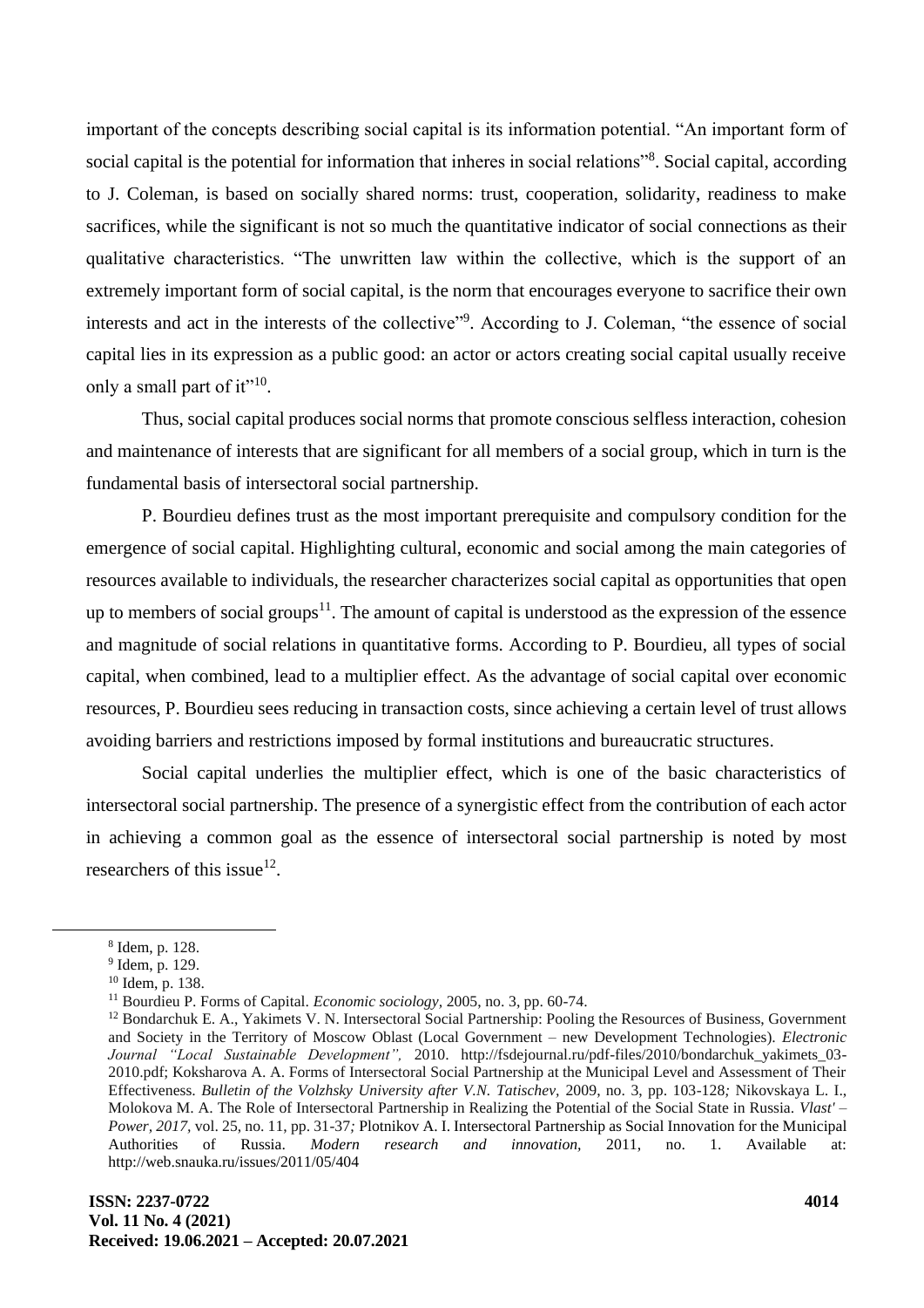important of the concepts describing social capital is its information potential. “An important form of social capital is the potential for information that inheres in social relations”[8]. Social capital, according to J. Coleman, is based on socially shared norms: trust, cooperation, solidarity, readiness to make sacrifices, while the significant is not so much the quantitative indicator of social connections as their qualitative characteristics. “The unwritten law within the collective, which is the support of an extremely important form of social capital, is the norm that encourages everyone to sacrifice their own interests and act in the interests of the collective”[9]. According to J. Coleman, “the essence of social capital lies in its expression as a public good: an actor or actors creating social capital usually receive only a small part of it”[10].

Thus, social capital produces social norms that promote conscious selfless interaction, cohesion and maintenance of interests that are significant for all members of a social group, which in turn is the fundamental basis of intersectoral social partnership.

P. Bourdieu defines trust as the most important prerequisite and compulsory condition for the emergence of social capital. Highlighting cultural, economic and social among the main categories of resources available to individuals, the researcher characterizes social capital as opportunities that open up to members of social groups[11]. The amount of capital is understood as the expression of the essence and magnitude of social relations in quantitative forms. According to P. Bourdieu, all types of social capital, when combined, lead to a multiplier effect. As the advantage of social capital over economic resources, P. Bourdieu sees reducing in transaction costs, since achieving a certain level of trust allows avoiding barriers and restrictions imposed by formal institutions and bureaucratic structures.

Social capital underlies the multiplier effect, which is one of the basic characteristics of intersectoral social partnership. The presence of a synergistic effect from the contribution of each actor in achieving a common goal as the essence of intersectoral social partnership is noted by most researchers of this issue[12].

---

[8] Idem, p. 128.

[9] Idem, p. 129.

[10] Idem, p. 138.

[11] Bourdieu P. Forms of Capital. *Economic sociology*, 2005, no. 3, pp. 60-74.

[12] Bondarchuk E. A., Yakimets V. N. Intersectoral Social Partnership: Pooling the Resources of Business, Government and Society in the Territory of Moscow Oblast (Local Government – new Development Technologies). *Electronic Journal “Local Sustainable Development”*, 2010. http://fsdejournal.ru/pdf-files/2010/bondarchuk_yakimets_03-2010.pdf; Koksharova A. A. Forms of Intersectoral Social Partnership at the Municipal Level and Assessment of Their Effectiveness. *Bulletin of the Volzhsky University after V.N. Tatischev*, 2009, no. 3, pp. 103-128*;* Nikovskaya L. I., Molokova M. A. The Role of Intersectoral Partnership in Realizing the Potential of the Social State in Russia. *Vlast' – Power, 2017*, vol. 25, no. 11, pp. 31-37*;* Plotnikov A. I. Intersectoral Partnership as Social Innovation for the Municipal Authorities of Russia. *Modern research and innovation*, 2011, no. 1. Available at: http://web.snauka.ru/issues/2011/05/404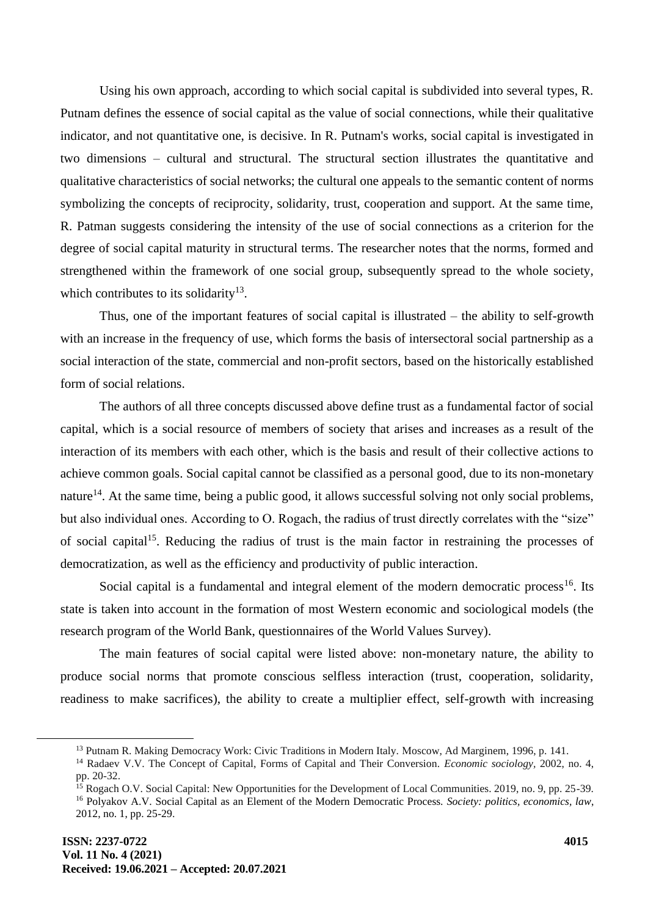Using his own approach, according to which social capital is subdivided into several types, R. Putnam defines the essence of social capital as the value of social connections, while their qualitative indicator, and not quantitative one, is decisive. In R. Putnam's works, social capital is investigated in two dimensions – cultural and structural. The structural section illustrates the quantitative and qualitative characteristics of social networks; the cultural one appeals to the semantic content of norms symbolizing the concepts of reciprocity, solidarity, trust, cooperation and support. At the same time, R. Patman suggests considering the intensity of the use of social connections as a criterion for the degree of social capital maturity in structural terms. The researcher notes that the norms, formed and strengthened within the framework of one social group, subsequently spread to the whole society, which contributes to its solidarity[13].

Thus, one of the important features of social capital is illustrated – the ability to self-growth with an increase in the frequency of use, which forms the basis of intersectoral social partnership as a social interaction of the state, commercial and non-profit sectors, based on the historically established form of social relations.

The authors of all three concepts discussed above define trust as a fundamental factor of social capital, which is a social resource of members of society that arises and increases as a result of the interaction of its members with each other, which is the basis and result of their collective actions to achieve common goals. Social capital cannot be classified as a personal good, due to its non-monetary nature[14]. At the same time, being a public good, it allows successful solving not only social problems, but also individual ones. According to O. Rogach, the radius of trust directly correlates with the "size" of social capital[15]. Reducing the radius of trust is the main factor in restraining the processes of democratization, as well as the efficiency and productivity of public interaction.

Social capital is a fundamental and integral element of the modern democratic process[16]. Its state is taken into account in the formation of most Western economic and sociological models (the research program of the World Bank, questionnaires of the World Values Survey).

The main features of social capital were listed above: non-monetary nature, the ability to produce social norms that promote conscious selfless interaction (trust, cooperation, solidarity, readiness to make sacrifices), the ability to create a multiplier effect, self-growth with increasing

---

[13] Putnam R. Making Democracy Work: Civic Traditions in Modern Italy. Moscow, Ad Marginem, 1996, p. 141.

[14] Radaev V.V. The Concept of Capital, Forms of Capital and Their Conversion. *Economic sociology*, 2002, no. 4, pp. 20-32.

[15] Rogach O.V. Social Capital: New Opportunities for the Development of Local Communities. 2019, no. 9, pp. 25-39.

[16] Polyakov A.V. Social Capital as an Element of the Modern Democratic Process. *Society: politics, economics, law*, 2012, no. 1, pp. 25-29.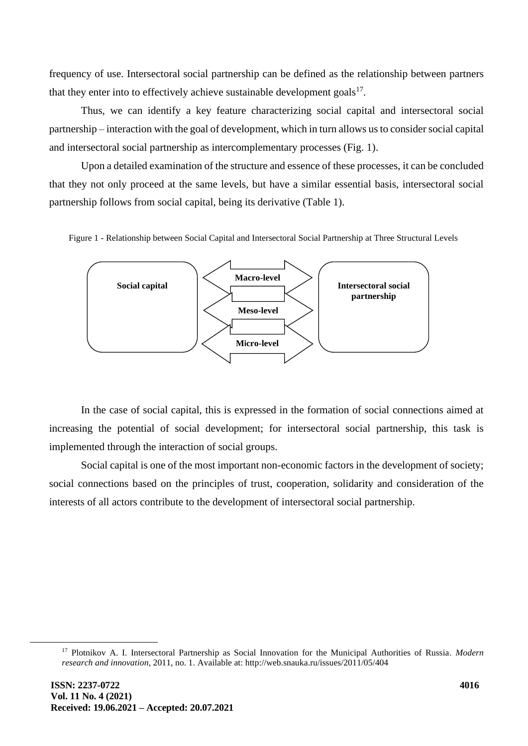frequency of use. Intersectoral social partnership can be defined as the relationship between partners that they enter into to effectively achieve sustainable development goals[17].

Thus, we can identify a key feature characterizing social capital and intersectoral social partnership – interaction with the goal of development, which in turn allows us to consider social capital and intersectoral social partnership as intercomplementary processes (Fig. 1).

Upon a detailed examination of the structure and essence of these processes, it can be concluded that they not only proceed at the same levels, but have a similar essential basis, intersectoral social partnership follows from social capital, being its derivative (Table 1).

Figure 1 - Relationship between Social Capital and Intersectoral Social Partnership at Three Structural Levels

**Social capital** | **Macro-level** | **Meso-level** | **Micro-level** | **Intersectoral social partnership**

In the case of social capital, this is expressed in the formation of social connections aimed at increasing the potential of social development; for intersectoral social partnership, this task is implemented through the interaction of social groups.

Social capital is one of the most important non-economic factors in the development of society; social connections based on the principles of trust, cooperation, solidarity and consideration of the interests of all actors contribute to the development of intersectoral social partnership.

[17] Plotnikov A. I. Intersectoral Partnership as Social Innovation for the Municipal Authorities of Russia. *Modern research and innovation*, 2011, no. 1. Available at: http://web.snauka.ru/issues/2011/05/404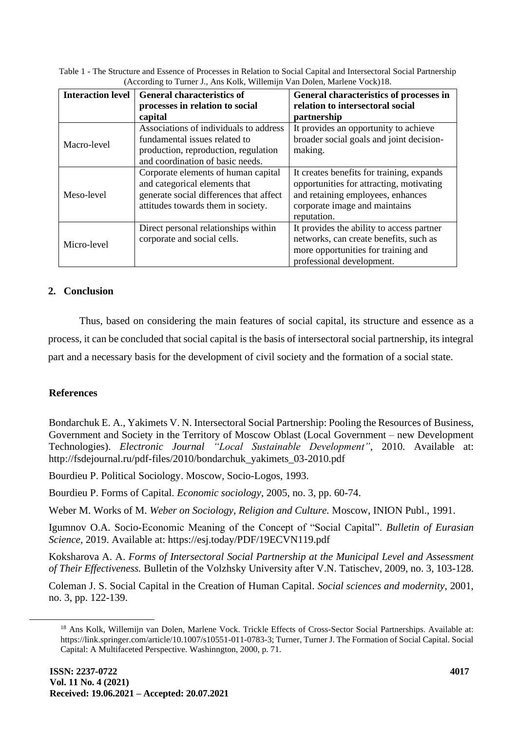Table 1 - The Structure and Essence of Processes in Relation to Social Capital and Intersectoral Social Partnership (According to Turner J., Ans Kolk, Willemijn Van Dolen, Marlene Vock)18.

| Interaction level | General characteristics of processes in relation to social capital | General characteristics of processes in relation to intersectoral social partnership |
|---|---|---|
| Macro-level | Associations of individuals to address fundamental issues related to production, reproduction, regulation and coordination of basic needs. | It provides an opportunity to achieve broader social goals and joint decision-making. |
| Meso-level | Corporate elements of human capital and categorical elements that generate social differences that affect attitudes towards them in society. | It creates benefits for training, expands opportunities for attracting, motivating and retaining employees, enhances corporate image and maintains reputation. |
| Micro-level | Direct personal relationships within corporate and social cells. | It provides the ability to access partner networks, can create benefits, such as more opportunities for training and professional development. |

## 2. Conclusion

Thus, based on considering the main features of social capital, its structure and essence as a process, it can be concluded that social capital is the basis of intersectoral social partnership, its integral part and a necessary basis for the development of civil society and the formation of a social state.

## References

Bondarchuk E. A., Yakimets V. N. Intersectoral Social Partnership: Pooling the Resources of Business, Government and Society in the Territory of Moscow Oblast (Local Government – new Development Technologies). *Electronic Journal "Local Sustainable Development"*, 2010. Available at: http://fsdejournal.ru/pdf-files/2010/bondarchuk_yakimets_03-2010.pdf

Bourdieu P. Political Sociology. Moscow, Socio-Logos, 1993.

Bourdieu P. Forms of Capital. *Economic sociology*, 2005, no. 3, pp. 60-74.

Weber M. Works of M. *Weber on Sociology, Religion and Culture.* Moscow, INION Publ., 1991.

Igumnov O.A. Socio-Economic Meaning of the Concept of "Social Capital". *Bulletin of Eurasian Science*, 2019. Available at: https://esj.today/PDF/19ECVN119.pdf

Koksharova A. A. *Forms of Intersectoral Social Partnership at the Municipal Level and Assessment of Their Effectiveness.* Bulletin of the Volzhsky University after V.N. Tatischev, 2009, no. 3, 103-128.

Coleman J. S. Social Capital in the Creation of Human Capital. *Social sciences and modernity*, 2001, no. 3, pp. 122-139.

[18] Ans Kolk, Willemijn van Dolen, Marlene Vock. Trickle Effects of Cross-Sector Social Partnerships. Available at: https://link.springer.com/article/10.1007/s10551-011-0783-3; Turner, Turner J. The Formation of Social Capital. Social Capital: A Multifaceted Perspective. Washinngton, 2000, p. 71.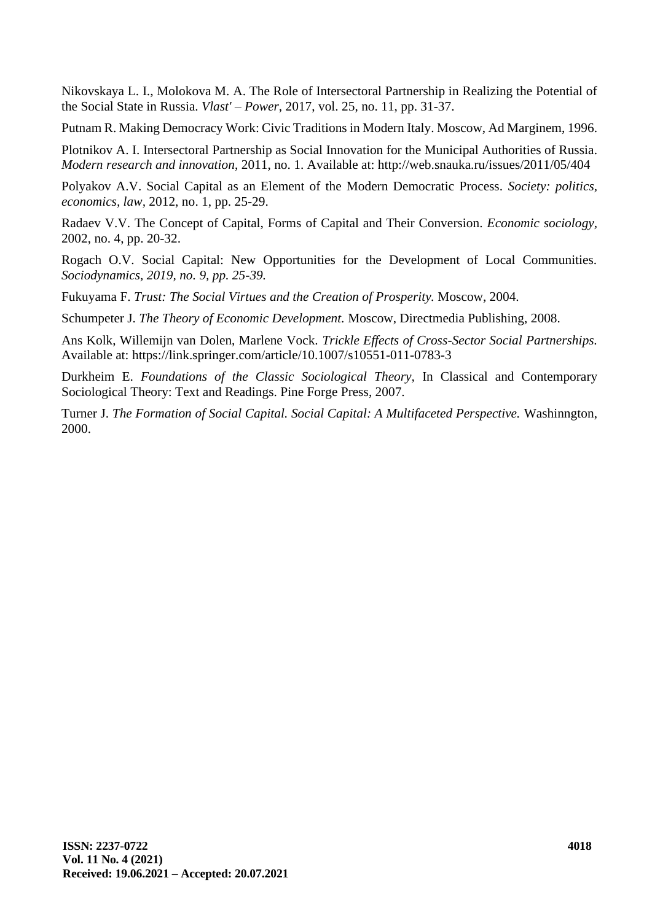Nikovskaya L. I., Molokova M. A. The Role of Intersectoral Partnership in Realizing the Potential of the Social State in Russia. *Vlast' – Power*, 2017, vol. 25, no. 11, pp. 31-37.

Putnam R. Making Democracy Work: Civic Traditions in Modern Italy. Moscow, Ad Marginem, 1996.

Plotnikov A. I. Intersectoral Partnership as Social Innovation for the Municipal Authorities of Russia. *Modern research and innovation*, 2011, no. 1. Available at: http://web.snauka.ru/issues/2011/05/404

Polyakov A.V. Social Capital as an Element of the Modern Democratic Process. *Society: politics, economics, law*, 2012, no. 1, pp. 25-29.

Radaev V.V. The Concept of Capital, Forms of Capital and Their Conversion. *Economic sociology*, 2002, no. 4, pp. 20-32.

Rogach O.V. Social Capital: New Opportunities for the Development of Local Communities. *Sociodynamics, 2019, no. 9, pp. 25-39.*

Fukuyama F. *Trust: The Social Virtues and the Creation of Prosperity.* Moscow, 2004.

Schumpeter J. *The Theory of Economic Development.* Moscow, Directmedia Publishing, 2008.

Ans Kolk, Willemijn van Dolen, Marlene Vock. *Trickle Effects of Cross-Sector Social Partnerships.* Available at: https://link.springer.com/article/10.1007/s10551-011-0783-3

Durkheim E. *Foundations of the Classic Sociological Theory*, In Classical and Contemporary Sociological Theory: Text and Readings. Pine Forge Press, 2007.

Turner J. *The Formation of Social Capital. Social Capital: A Multifaceted Perspective.* Washinngton, 2000.